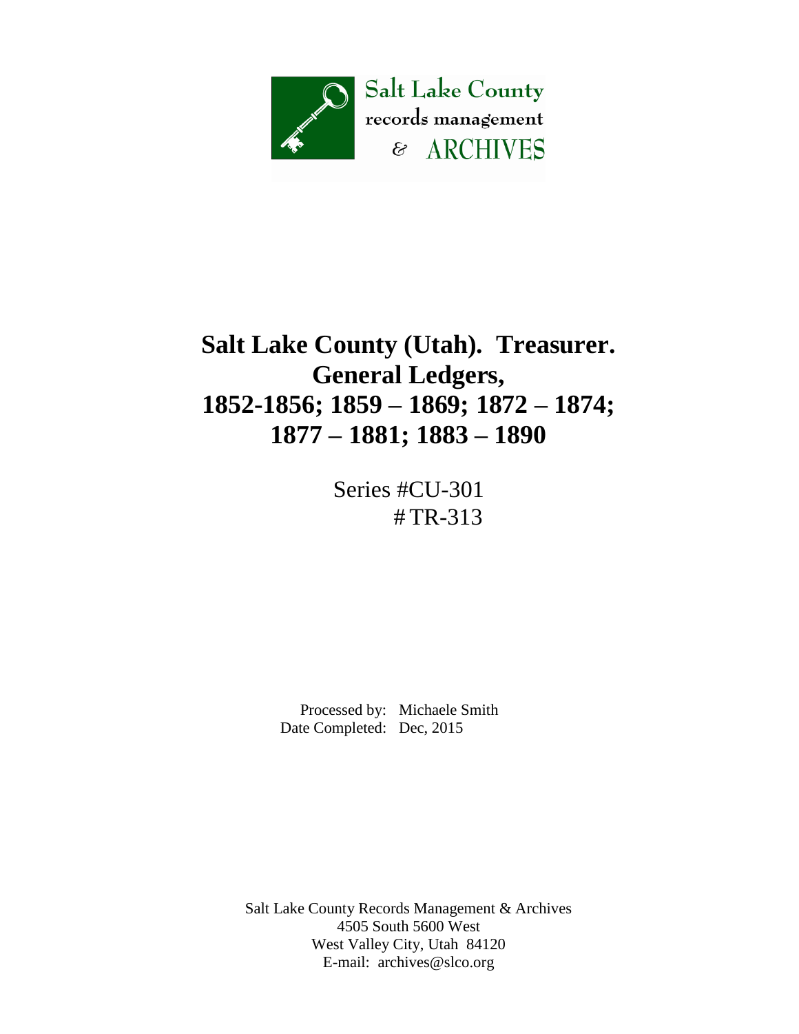Salt Lake County
records management
& ARCHIVES

# Salt Lake County (Utah). Treasurer.
# General Ledgers,
# 1852-1856; 1859 – 1869; 1872 – 1874; 1877 – 1881; 1883 – 1890

Series #CU-301
#TR-313

Processed by: Michaele Smith
Date Completed: Dec, 2015

Salt Lake County Records Management & Archives
4505 South 5600 West
West Valley City, Utah 84120
E-mail: archives@slco.org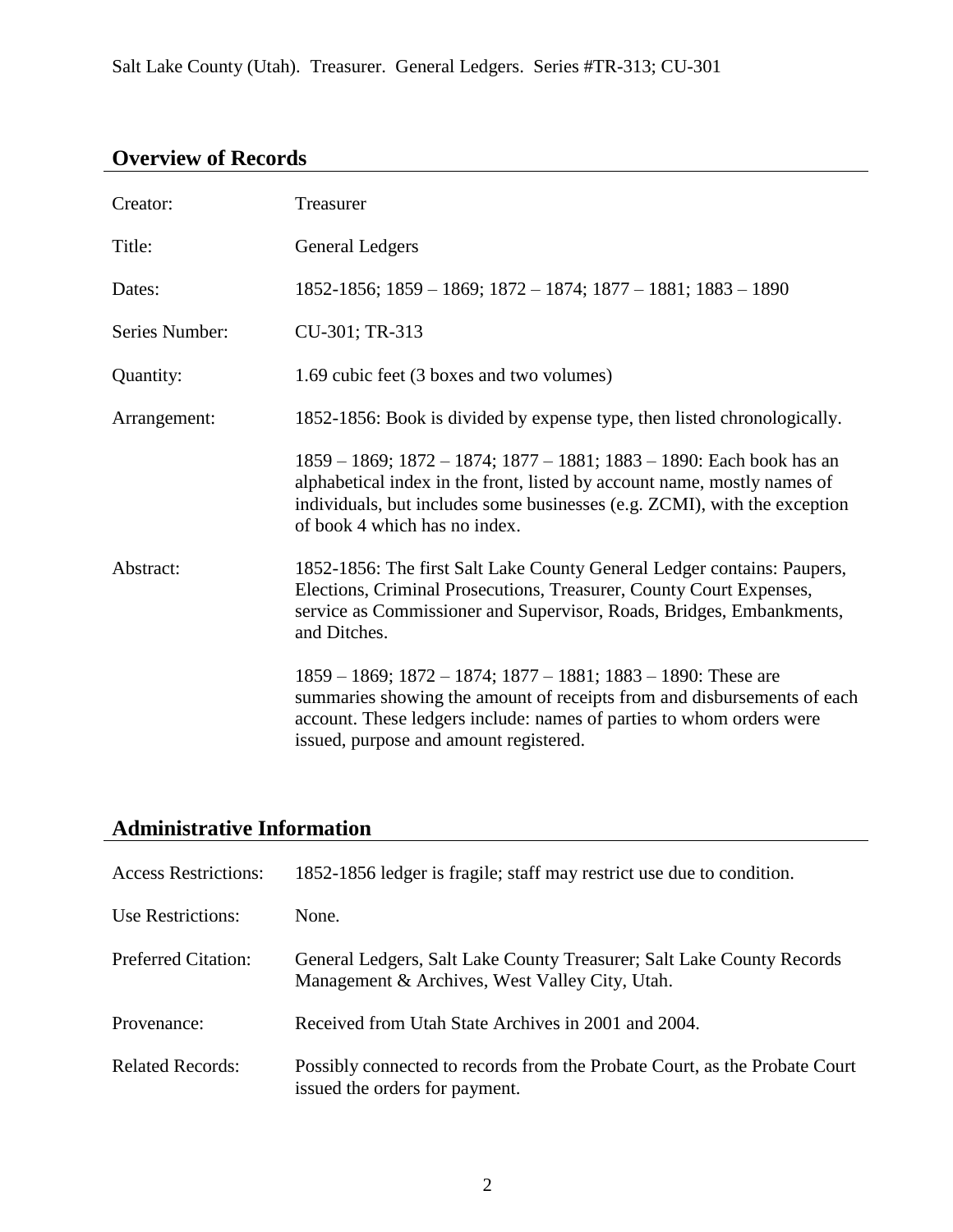## Overview of Records

| | |
|---|---|
| Creator: | Treasurer |
| Title: | General Ledgers |
| Dates: | 1852-1856; 1859 – 1869; 1872 – 1874; 1877 – 1881; 1883 – 1890 |
| Series Number: | CU-301; TR-313 |
| Quantity: | 1.69 cubic feet (3 boxes and two volumes) |
| Arrangement: | 1852-1856: Book is divided by expense type, then listed chronologically.<br><br>1859 – 1869; 1872 – 1874; 1877 – 1881; 1883 – 1890: Each book has an alphabetical index in the front, listed by account name, mostly names of individuals, but includes some businesses (e.g. ZCMI), with the exception of book 4 which has no index. |
| Abstract: | 1852-1856: The first Salt Lake County General Ledger contains: Paupers, Elections, Criminal Prosecutions, Treasurer, County Court Expenses, service as Commissioner and Supervisor, Roads, Bridges, Embankments, and Ditches.<br><br>1859 – 1869; 1872 – 1874; 1877 – 1881; 1883 – 1890: These are summaries showing the amount of receipts from and disbursements of each account. These ledgers include: names of parties to whom orders were issued, purpose and amount registered. |

## Administrative Information

| | |
|---|---|
| Access Restrictions: | 1852-1856 ledger is fragile; staff may restrict use due to condition. |
| Use Restrictions: | None. |
| Preferred Citation: | General Ledgers, Salt Lake County Treasurer; Salt Lake County Records Management & Archives, West Valley City, Utah. |
| Provenance: | Received from Utah State Archives in 2001 and 2004. |
| Related Records: | Possibly connected to records from the Probate Court, as the Probate Court issued the orders for payment. |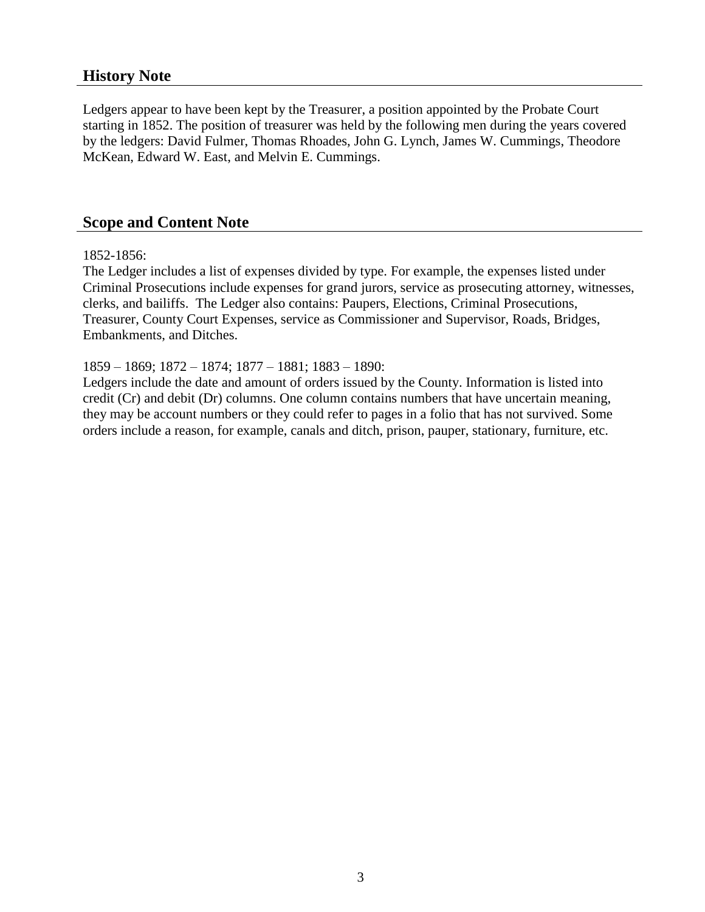## History Note

Ledgers appear to have been kept by the Treasurer, a position appointed by the Probate Court starting in 1852. The position of treasurer was held by the following men during the years covered by the ledgers: David Fulmer, Thomas Rhoades, John G. Lynch, James W. Cummings, Theodore McKean, Edward W. East, and Melvin E. Cummings.

## Scope and Content Note

1852-1856:
The Ledger includes a list of expenses divided by type. For example, the expenses listed under Criminal Prosecutions include expenses for grand jurors, service as prosecuting attorney, witnesses, clerks, and bailiffs. The Ledger also contains: Paupers, Elections, Criminal Prosecutions, Treasurer, County Court Expenses, service as Commissioner and Supervisor, Roads, Bridges, Embankments, and Ditches.

1859 – 1869; 1872 – 1874; 1877 – 1881; 1883 – 1890:
Ledgers include the date and amount of orders issued by the County. Information is listed into credit (Cr) and debit (Dr) columns. One column contains numbers that have uncertain meaning, they may be account numbers or they could refer to pages in a folio that has not survived. Some orders include a reason, for example, canals and ditch, prison, pauper, stationary, furniture, etc.